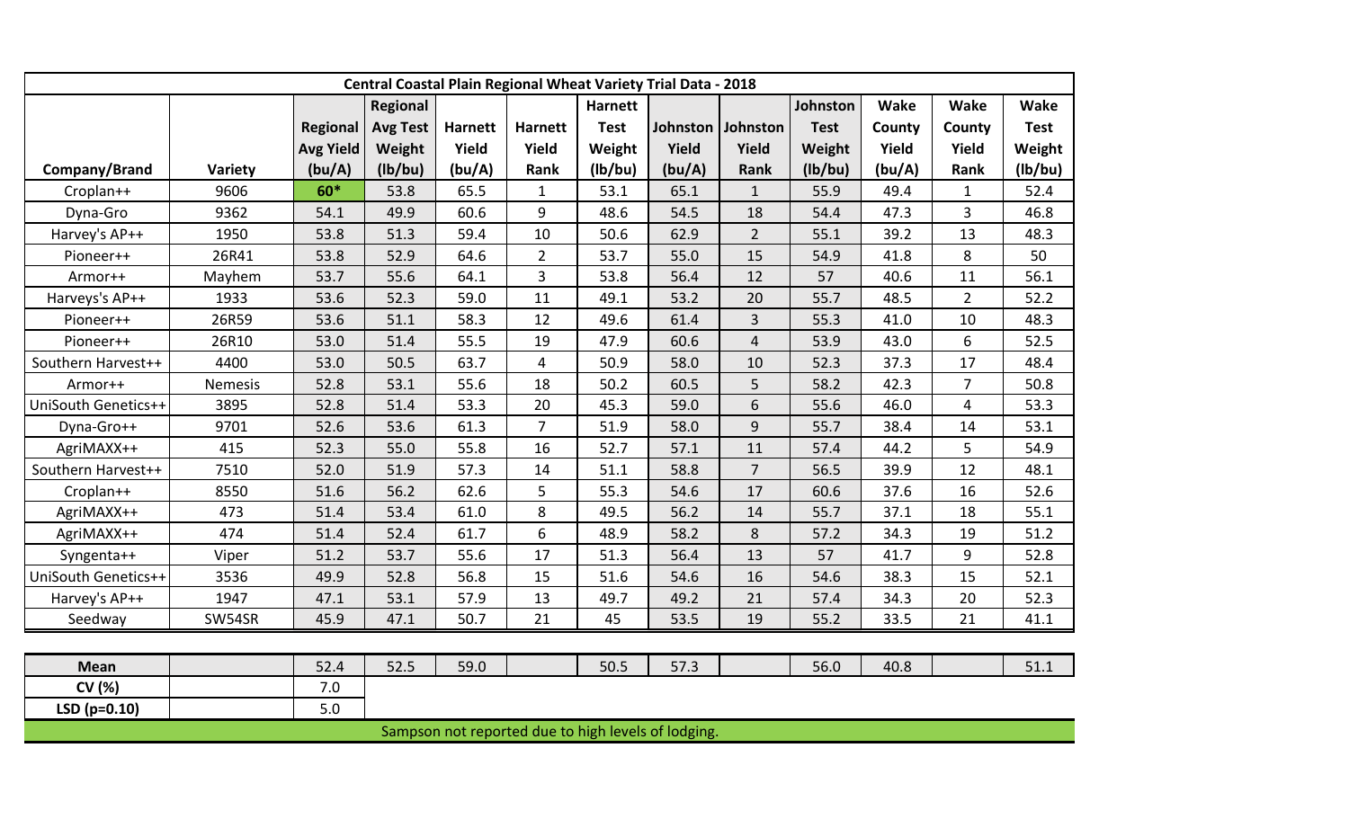| Central Coastal Plain Regional Wheat Variety Trial Data - 2018 | | | | | | | | | | | | |
|---|---|---|---|---|---|---|---|---|---|---|---|---|
| Company/Brand | Variety | Regional Avg Yield (bu/A) | Regional Avg Test Weight (lb/bu) | Harnett Yield (bu/A) | Harnett Yield Rank | Harnett Test Weight (lb/bu) | Johnston Yield (bu/A) | Johnston Yield Rank | Johnston Test Weight (lb/bu) | Wake County Yield (bu/A) | Wake County Yield Rank | Wake Test Weight (lb/bu) |
| Croplan++ | 9606 | **60*** | 53.8 | 65.5 | 1 | 53.1 | 65.1 | 1 | 55.9 | 49.4 | 1 | 52.4 |
| Dyna-Gro | 9362 | 54.1 | 49.9 | 60.6 | 9 | 48.6 | 54.5 | 18 | 54.4 | 47.3 | 3 | 46.8 |
| Harvey's AP++ | 1950 | 53.8 | 51.3 | 59.4 | 10 | 50.6 | 62.9 | 2 | 55.1 | 39.2 | 13 | 48.3 |
| Pioneer++ | 26R41 | 53.8 | 52.9 | 64.6 | 2 | 53.7 | 55.0 | 15 | 54.9 | 41.8 | 8 | 50 |
| Armor++ | Mayhem | 53.7 | 55.6 | 64.1 | 3 | 53.8 | 56.4 | 12 | 57 | 40.6 | 11 | 56.1 |
| Harveys's AP++ | 1933 | 53.6 | 52.3 | 59.0 | 11 | 49.1 | 53.2 | 20 | 55.7 | 48.5 | 2 | 52.2 |
| Pioneer++ | 26R59 | 53.6 | 51.1 | 58.3 | 12 | 49.6 | 61.4 | 3 | 55.3 | 41.0 | 10 | 48.3 |
| Pioneer++ | 26R10 | 53.0 | 51.4 | 55.5 | 19 | 47.9 | 60.6 | 4 | 53.9 | 43.0 | 6 | 52.5 |
| Southern Harvest++ | 4400 | 53.0 | 50.5 | 63.7 | 4 | 50.9 | 58.0 | 10 | 52.3 | 37.3 | 17 | 48.4 |
| Armor++ | Nemesis | 52.8 | 53.1 | 55.6 | 18 | 50.2 | 60.5 | 5 | 58.2 | 42.3 | 7 | 50.8 |
| UniSouth Genetics++ | 3895 | 52.8 | 51.4 | 53.3 | 20 | 45.3 | 59.0 | 6 | 55.6 | 46.0 | 4 | 53.3 |
| Dyna-Gro++ | 9701 | 52.6 | 53.6 | 61.3 | 7 | 51.9 | 58.0 | 9 | 55.7 | 38.4 | 14 | 53.1 |
| AgriMAXX++ | 415 | 52.3 | 55.0 | 55.8 | 16 | 52.7 | 57.1 | 11 | 57.4 | 44.2 | 5 | 54.9 |
| Southern Harvest++ | 7510 | 52.0 | 51.9 | 57.3 | 14 | 51.1 | 58.8 | 7 | 56.5 | 39.9 | 12 | 48.1 |
| Croplan++ | 8550 | 51.6 | 56.2 | 62.6 | 5 | 55.3 | 54.6 | 17 | 60.6 | 37.6 | 16 | 52.6 |
| AgriMAXX++ | 473 | 51.4 | 53.4 | 61.0 | 8 | 49.5 | 56.2 | 14 | 55.7 | 37.1 | 18 | 55.1 |
| AgriMAXX++ | 474 | 51.4 | 52.4 | 61.7 | 6 | 48.9 | 58.2 | 8 | 57.2 | 34.3 | 19 | 51.2 |
| Syngenta++ | Viper | 51.2 | 53.7 | 55.6 | 17 | 51.3 | 56.4 | 13 | 57 | 41.7 | 9 | 52.8 |
| UniSouth Genetics++ | 3536 | 49.9 | 52.8 | 56.8 | 15 | 51.6 | 54.6 | 16 | 54.6 | 38.3 | 15 | 52.1 |
| Harvey's AP++ | 1947 | 47.1 | 53.1 | 57.9 | 13 | 49.7 | 49.2 | 21 | 57.4 | 34.3 | 20 | 52.3 |
| Seedway | SW54SR | 45.9 | 47.1 | 50.7 | 21 | 45 | 53.5 | 19 | 55.2 | 33.5 | 21 | 41.1 |
| **Mean** | | 52.4 | 52.5 | 59.0 | | 50.5 | 57.3 | | 56.0 | 40.8 | | 51.1 |
| **CV (%)** | | 7.0 | | | | | | | | | | |
| **LSD (p=0.10)** | | 5.0 | | | | | | | | | | |

Sampson not reported due to high levels of lodging.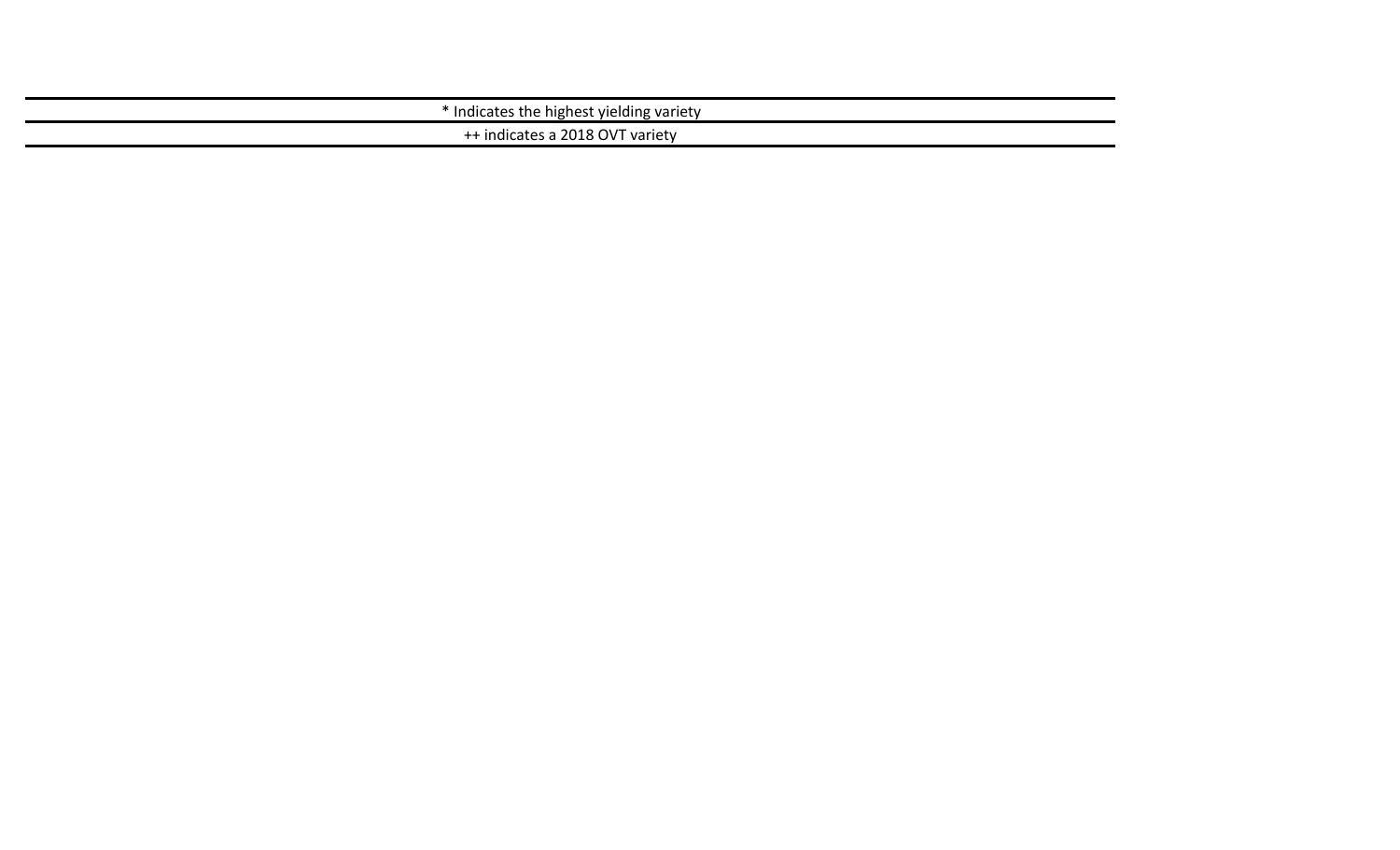* Indicates the highest yielding variety

++ indicates a 2018 OVT variety